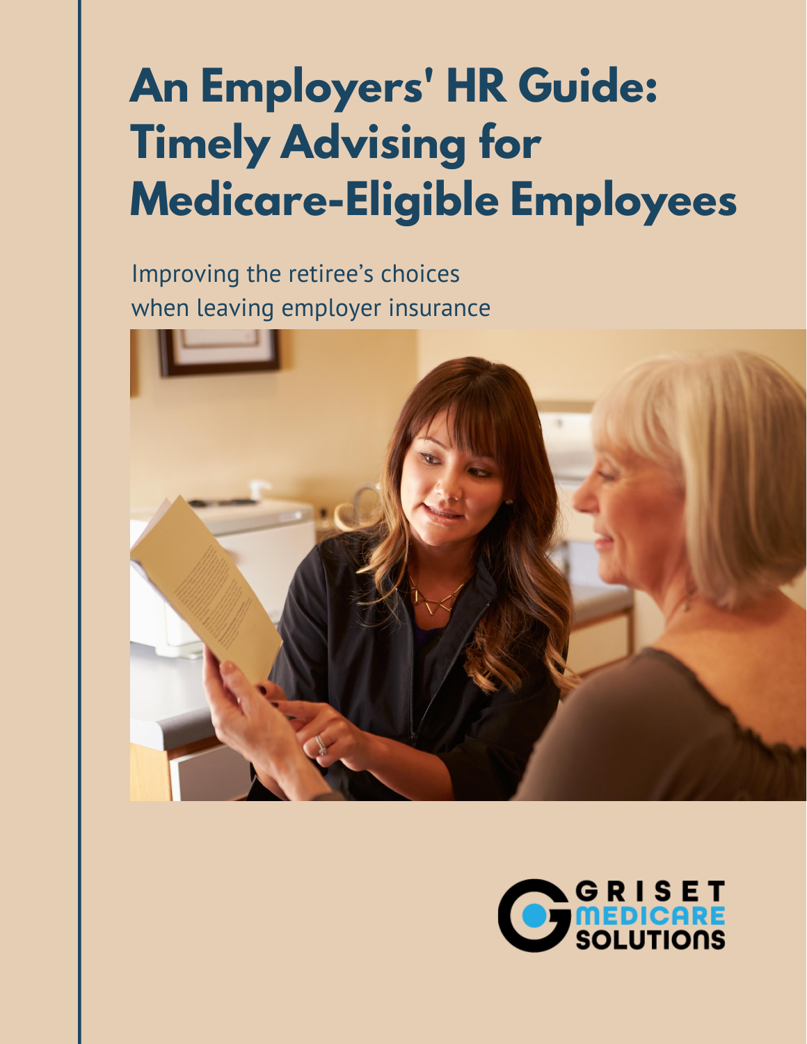# An Employers' HR Guide: Timely Advising for Medicare-Eligible Employees

Improving the retiree's choices
when leaving employer insurance

GRISET MEDICARE SOLUTIONS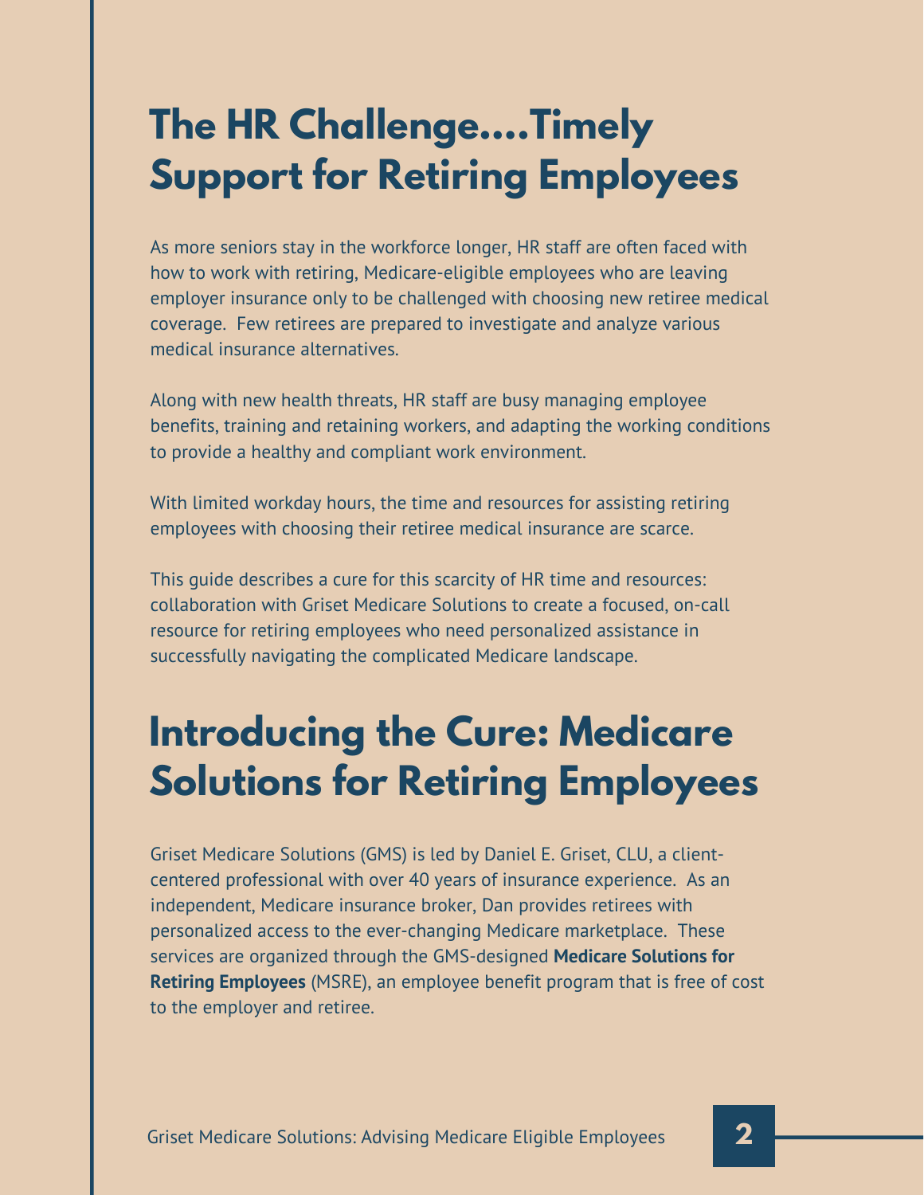# The HR Challenge....Timely Support for Retiring Employees

As more seniors stay in the workforce longer, HR staff are often faced with how to work with retiring, Medicare-eligible employees who are leaving employer insurance only to be challenged with choosing new retiree medical coverage. Few retirees are prepared to investigate and analyze various medical insurance alternatives.

Along with new health threats, HR staff are busy managing employee benefits, training and retaining workers, and adapting the working conditions to provide a healthy and compliant work environment.

With limited workday hours, the time and resources for assisting retiring employees with choosing their retiree medical insurance are scarce.

This guide describes a cure for this scarcity of HR time and resources: collaboration with Griset Medicare Solutions to create a focused, on-call resource for retiring employees who need personalized assistance in successfully navigating the complicated Medicare landscape.

# Introducing the Cure: Medicare Solutions for Retiring Employees

Griset Medicare Solutions (GMS) is led by Daniel E. Griset, CLU, a client-centered professional with over 40 years of insurance experience. As an independent, Medicare insurance broker, Dan provides retirees with personalized access to the ever-changing Medicare marketplace. These services are organized through the GMS-designed **Medicare Solutions for Retiring Employees** (MSRE), an employee benefit program that is free of cost to the employer and retiree.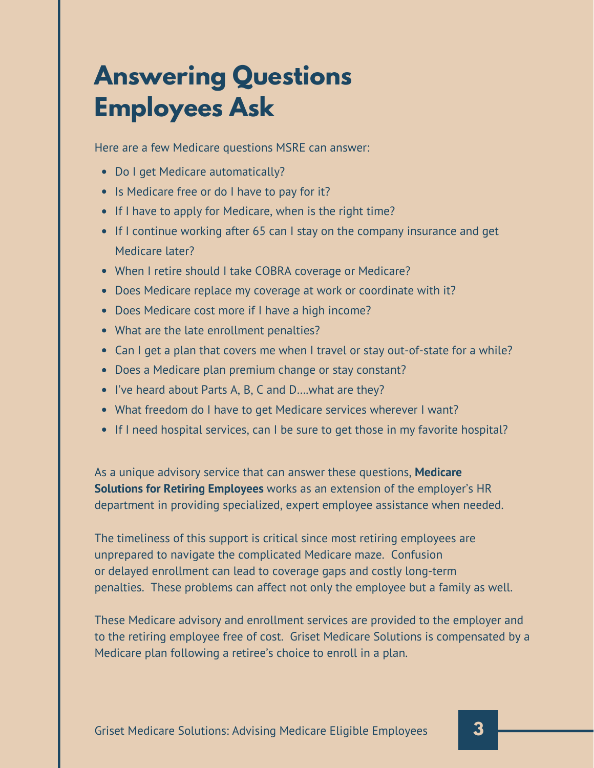# Answering Questions Employees Ask

Here are a few Medicare questions MSRE can answer:

- Do I get Medicare automatically?
- Is Medicare free or do I have to pay for it?
- If I have to apply for Medicare, when is the right time?
- If I continue working after 65 can I stay on the company insurance and get Medicare later?
- When I retire should I take COBRA coverage or Medicare?
- Does Medicare replace my coverage at work or coordinate with it?
- Does Medicare cost more if I have a high income?
- What are the late enrollment penalties?
- Can I get a plan that covers me when I travel or stay out-of-state for a while?
- Does a Medicare plan premium change or stay constant?
- I've heard about Parts A, B, C and D….what are they?
- What freedom do I have to get Medicare services wherever I want?
- If I need hospital services, can I be sure to get those in my favorite hospital?

As a unique advisory service that can answer these questions, **Medicare Solutions for Retiring Employees** works as an extension of the employer's HR department in providing specialized, expert employee assistance when needed.

The timeliness of this support is critical since most retiring employees are unprepared to navigate the complicated Medicare maze. Confusion or delayed enrollment can lead to coverage gaps and costly long-term penalties. These problems can affect not only the employee but a family as well.

These Medicare advisory and enrollment services are provided to the employer and to the retiring employee free of cost. Griset Medicare Solutions is compensated by a Medicare plan following a retiree's choice to enroll in a plan.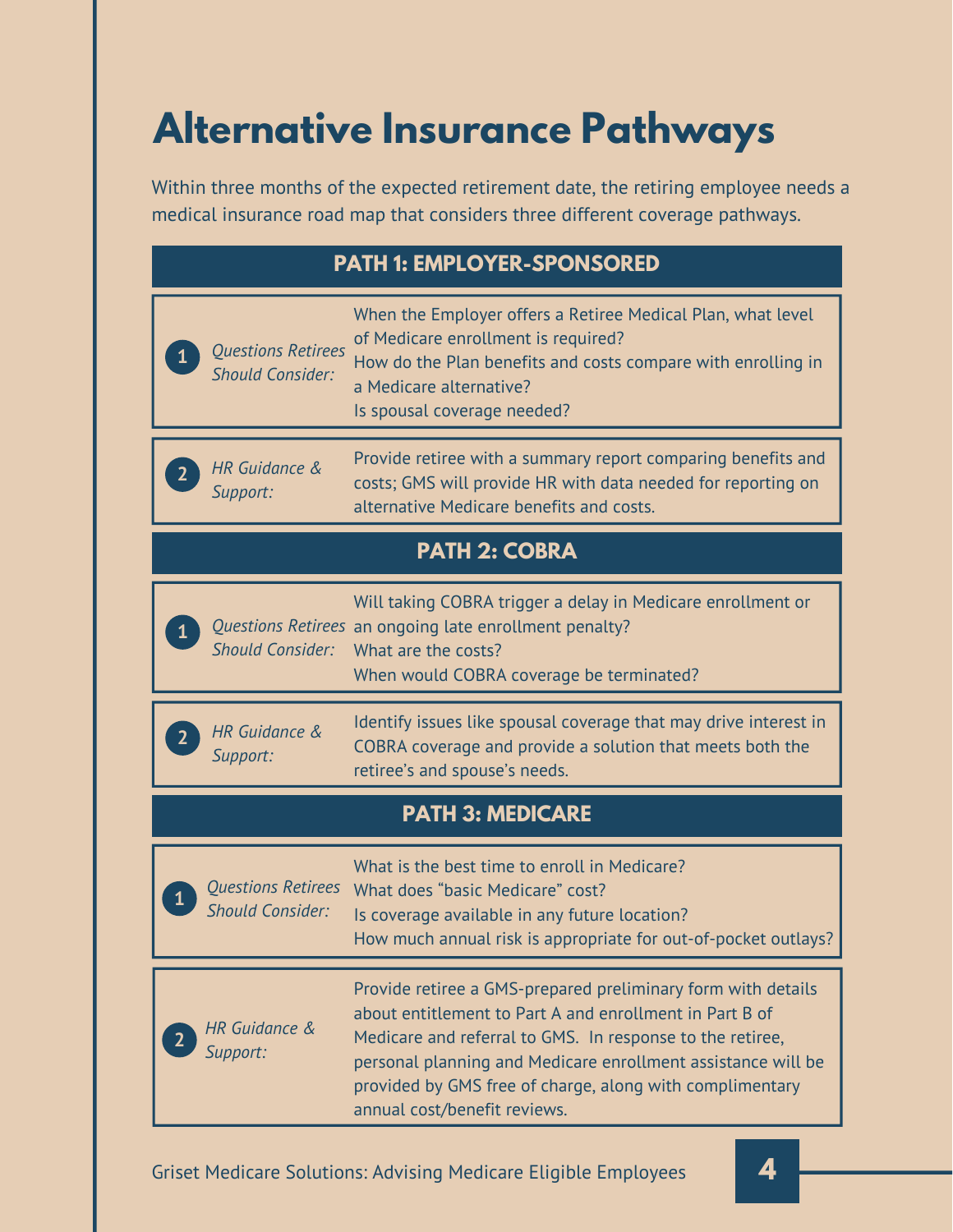# Alternative Insurance Pathways

Within three months of the expected retirement date, the retiring employee needs a medical insurance road map that considers three different coverage pathways.

## PATH 1: EMPLOYER-SPONSORED

| | | |
|---|---|---|
| 1 | *Questions Retirees Should Consider:* | When the Employer offers a Retiree Medical Plan, what level of Medicare enrollment is required?<br>How do the Plan benefits and costs compare with enrolling in a Medicare alternative?<br>Is spousal coverage needed? |
| 2 | *HR Guidance & Support:* | Provide retiree with a summary report comparing benefits and costs; GMS will provide HR with data needed for reporting on alternative Medicare benefits and costs. |

## PATH 2: COBRA

| | | |
|---|---|---|
| 1 | *Questions Retirees Should Consider:* | Will taking COBRA trigger a delay in Medicare enrollment or an ongoing late enrollment penalty?<br>What are the costs?<br>When would COBRA coverage be terminated? |
| 2 | *HR Guidance & Support:* | Identify issues like spousal coverage that may drive interest in COBRA coverage and provide a solution that meets both the retiree's and spouse's needs. |

## PATH 3: MEDICARE

| | | |
|---|---|---|
| 1 | *Questions Retirees Should Consider:* | What is the best time to enroll in Medicare?<br>What does "basic Medicare" cost?<br>Is coverage available in any future location?<br>How much annual risk is appropriate for out-of-pocket outlays? |
| 2 | *HR Guidance & Support:* | Provide retiree a GMS-prepared preliminary form with details about entitlement to Part A and enrollment in Part B of Medicare and referral to GMS. In response to the retiree, personal planning and Medicare enrollment assistance will be provided by GMS free of charge, along with complimentary annual cost/benefit reviews. |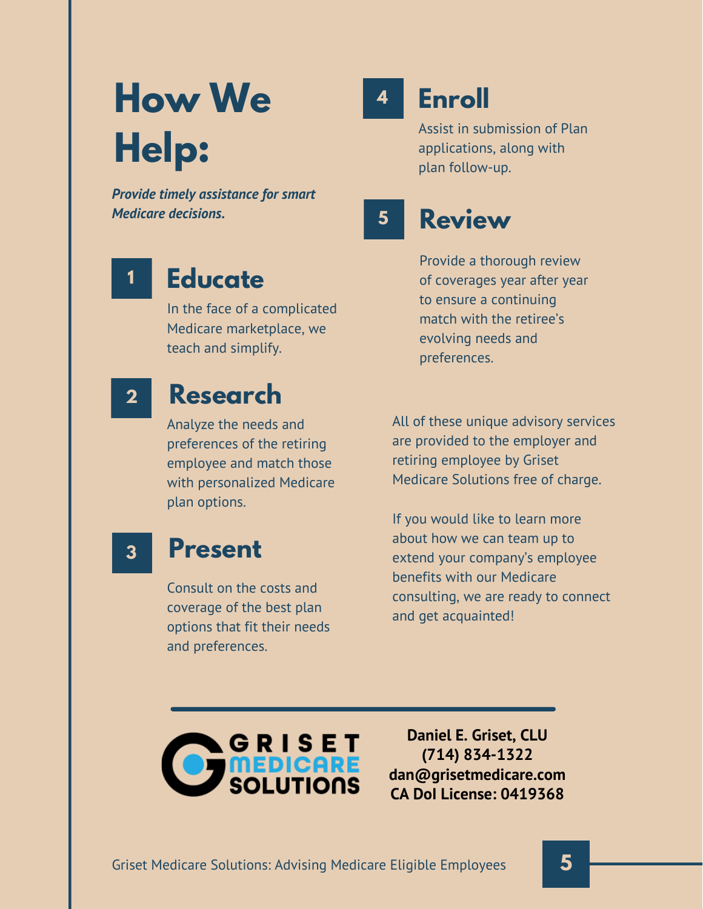# How We Help:

***Provide timely assistance for smart Medicare decisions.***

## 1 Educate

In the face of a complicated Medicare marketplace, we teach and simplify.

## 2 Research

Analyze the needs and preferences of the retiring employee and match those with personalized Medicare plan options.

## 3 Present

Consult on the costs and coverage of the best plan options that fit their needs and preferences.

## 4 Enroll

Assist in submission of Plan applications, along with plan follow-up.

## 5 Review

Provide a thorough review of coverages year after year to ensure a continuing match with the retiree's evolving needs and preferences.

All of these unique advisory services are provided to the employer and retiring employee by Griset Medicare Solutions free of charge.

If you would like to learn more about how we can team up to extend your company's employee benefits with our Medicare consulting, we are ready to connect and get acquainted!

GRISET MEDICARE SOLUTIONS

**Daniel E. Griset, CLU**
**(714) 834-1322**
**dan@grisetmedicare.com**
**CA DoI License: 0419368**